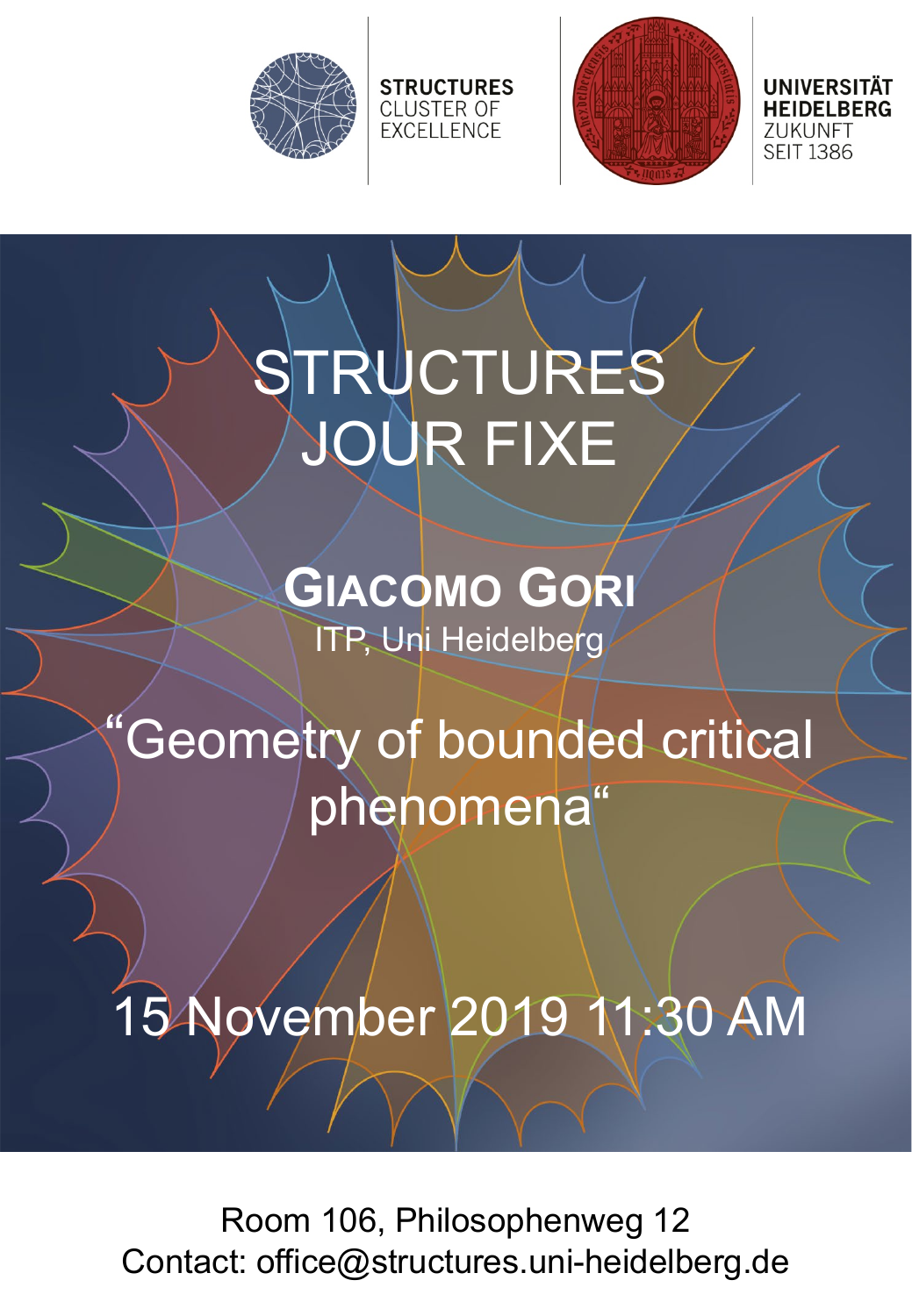**STRUCTURES**
CLUSTER OF
EXCELLENCE

**UNIVERSITÄT**
**HEIDELBERG**
ZUKUNFT
SEIT 1386

# STRUCTURES JOUR FIXE

## Giacomo Gori

ITP, Uni Heidelberg

## "Geometry of bounded critical phenomena"

## 15 November 2019 11:30 AM

Room 106, Philosophenweg 12
Contact: office@structures.uni-heidelberg.de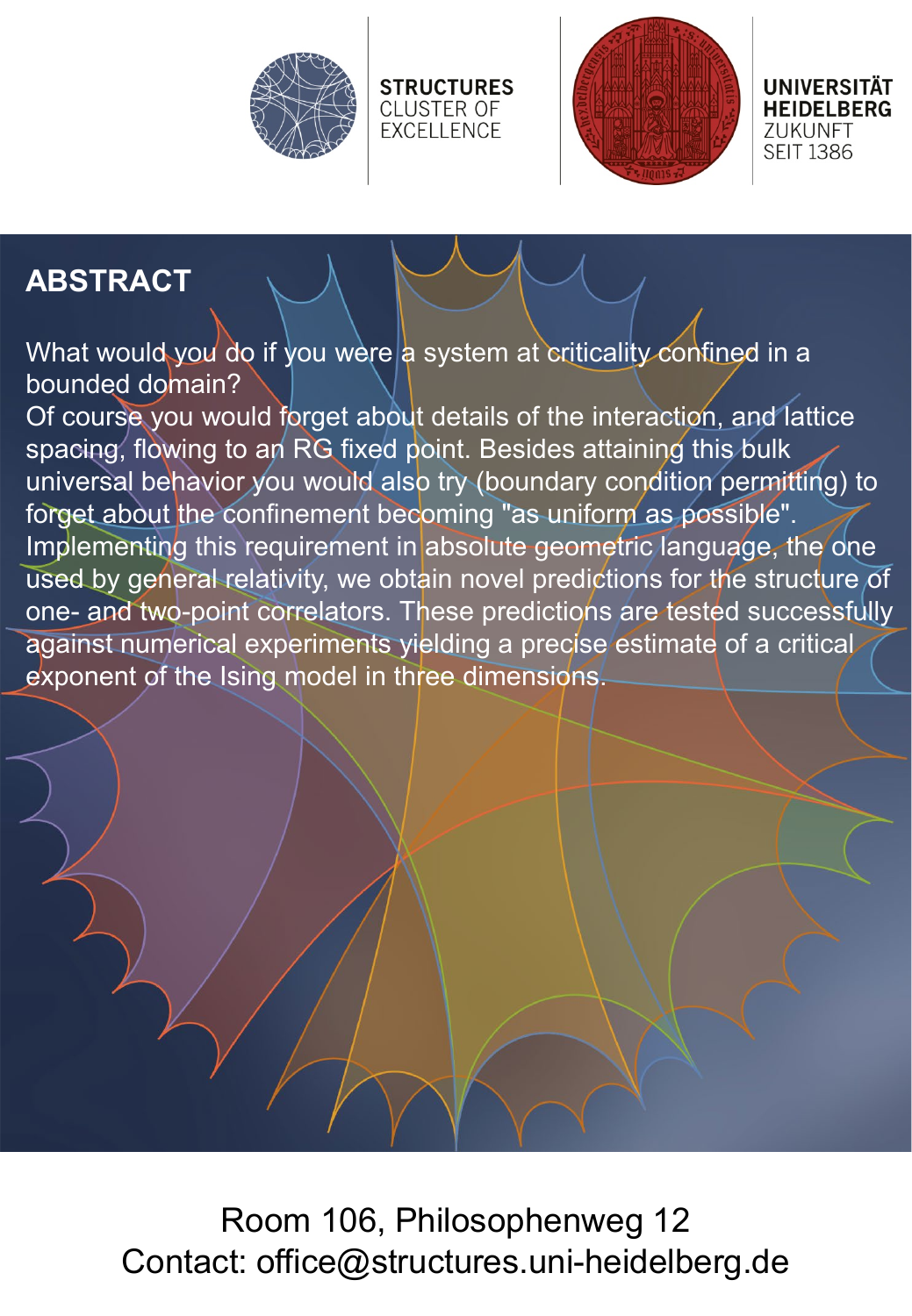STRUCTURES
CLUSTER OF
EXCELLENCE

UNIVERSITÄT
HEIDELBERG
ZUKUNFT
SEIT 1386

## ABSTRACT

What would you do if you were a system at criticality confined in a bounded domain?
Of course you would forget about details of the interaction, and lattice spacing, flowing to an RG fixed point. Besides attaining this bulk universal behavior you would also try (boundary condition permitting) to forget about the confinement becoming "as uniform as possible". Implementing this requirement in absolute geometric language, the one used by general relativity, we obtain novel predictions for the structure of one- and two-point correlators. These predictions are tested successfully against numerical experiments yielding a precise estimate of a critical exponent of the Ising model in three dimensions.

Room 106, Philosophenweg 12
Contact: office@structures.uni-heidelberg.de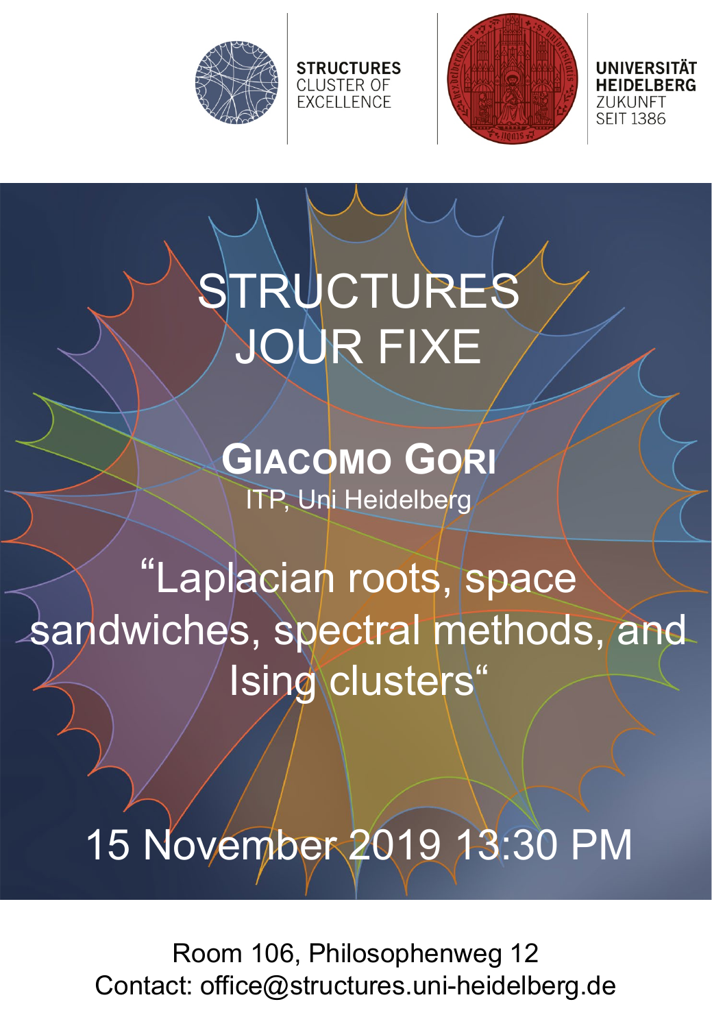**STRUCTURES** CLUSTER OF EXCELLENCE

**UNIVERSITÄT HEIDELBERG** ZUKUNFT SEIT 1386

# STRUCTURES JOUR FIXE

## Giacomo Gori

ITP, Uni Heidelberg

### “Laplacian roots, space sandwiches, spectral methods, and Ising clusters“

15 November 2019 13:30 PM

Room 106, Philosophenweg 12
Contact: office@structures.uni-heidelberg.de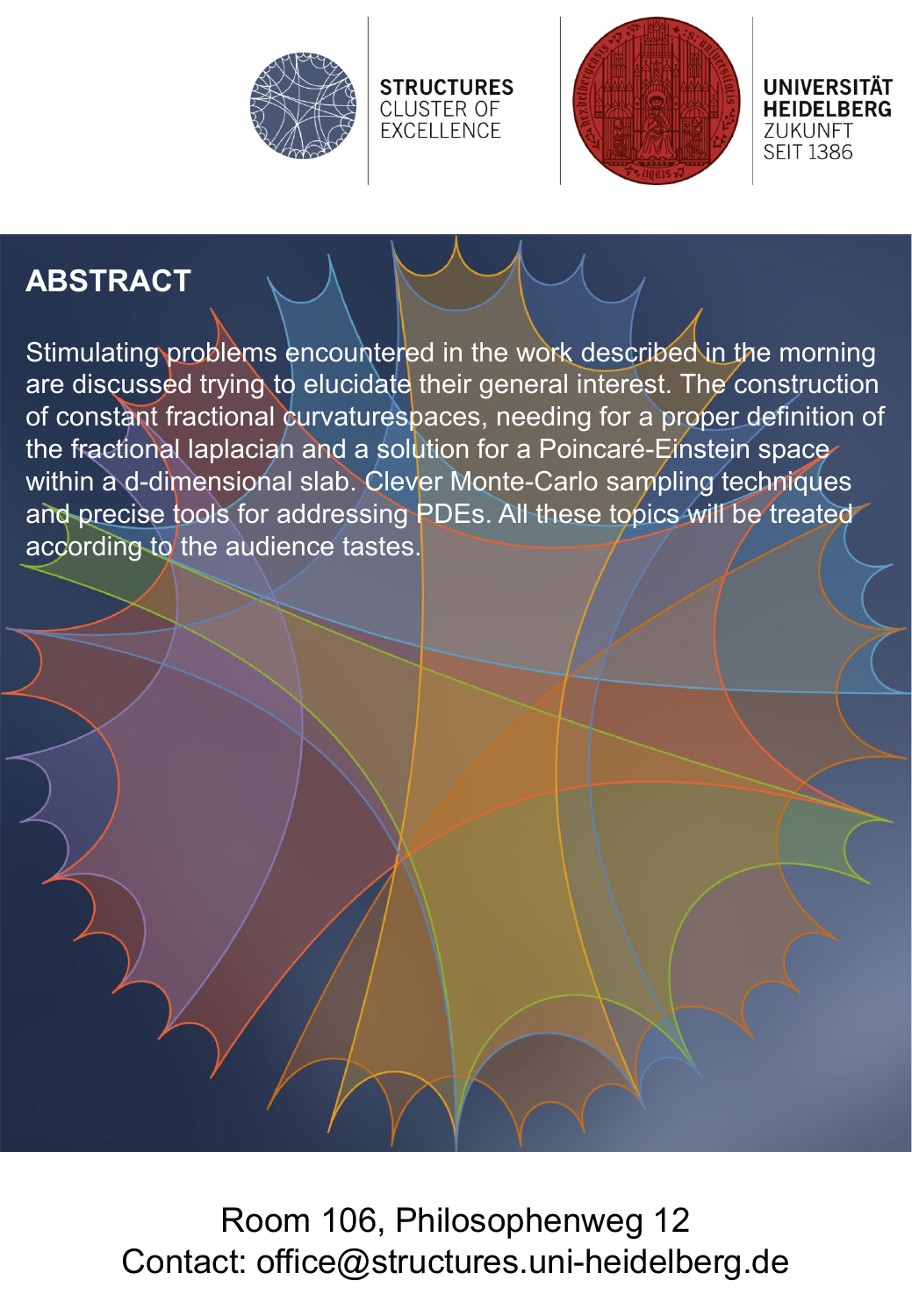STRUCTURES CLUSTER OF EXCELLENCE

UNIVERSITÄT HEIDELBERG ZUKUNFT SEIT 1386

## ABSTRACT

Stimulating problems encountered in the work described in the morning are discussed trying to elucidate their general interest. The construction of constant fractional curvaturespaces, needing for a proper definition of the fractional laplacian and a solution for a Poincaré-Einstein space within a d-dimensional slab. Clever Monte-Carlo sampling techniques and precise tools for addressing PDEs. All these topics will be treated according to the audience tastes.

Room 106, Philosophenweg 12

Contact: office@structures.uni-heidelberg.de